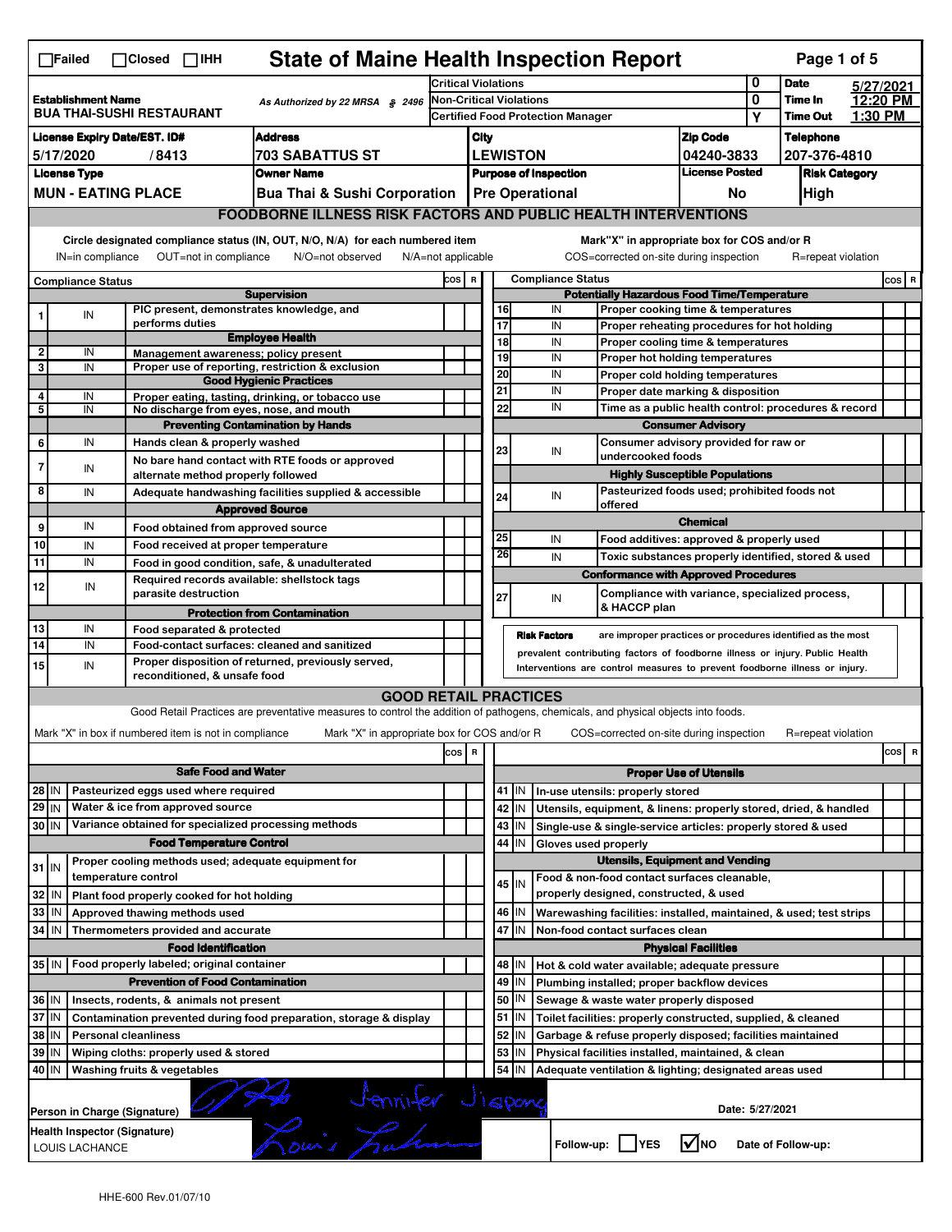☐Failed ☐Closed ☐IHH

# State of Maine Health Inspection Report

| Establishment Name | As Authorized by 22 MRSA § 2496 | Critical Violations | 0 | Date | 5/27/2021 |
|---|---|---|---|---|---|
| BUA THAI-SUSHI RESTAURANT | | Non-Critical Violations | 0 | Time In | 12:20 PM |
| | | Certified Food Protection Manager | Y | Time Out | 1:30 PM |

| License Expiry Date/EST. ID# | Address | City | Zip Code | Telephone |
|---|---|---|---|---|
| 5/17/2020 / 8413 | 703 SABATTUS ST | LEWISTON | 04240-3833 | 207-376-4810 |

| License Type | Owner Name | Purpose of Inspection | License Posted | Risk Category |
|---|---|---|---|---|
| MUN - EATING PLACE | Bua Thai & Sushi Corporation | Pre Operational | No | High |

## FOODBORNE ILLNESS RISK FACTORS AND PUBLIC HEALTH INTERVENTIONS

Circle designated compliance status (IN, OUT, N/O, N/A) for each numbered item
IN=in compliance OUT=not in compliance N/O=not observed N/A=not applicable

Mark"X" in appropriate box for COS and/or R
COS=corrected on-site during inspection R=repeat violation

| # | Compliance Status | | COS | R |
|---|---|---|---|---|
| | | **Supervision** | | |
| 1 | IN | PIC present, demonstrates knowledge, and performs duties | | |
| | | **Employee Health** | | |
| 2 | IN | Management awareness; policy present | | |
| 3 | IN | Proper use of reporting, restriction & exclusion | | |
| | | **Good Hygienic Practices** | | |
| 4 | IN | Proper eating, tasting, drinking, or tobacco use | | |
| 5 | IN | No discharge from eyes, nose, and mouth | | |
| | | **Preventing Contamination by Hands** | | |
| 6 | IN | Hands clean & properly washed | | |
| 7 | IN | No bare hand contact with RTE foods or approved alternate method properly followed | | |
| 8 | IN | Adequate handwashing facilities supplied & accessible | | |
| | | **Approved Source** | | |
| 9 | IN | Food obtained from approved source | | |
| 10 | IN | Food received at proper temperature | | |
| 11 | IN | Food in good condition, safe, & unadulterated | | |
| 12 | IN | Required records available: shellstock tags parasite destruction | | |
| | | **Protection from Contamination** | | |
| 13 | IN | Food separated & protected | | |
| 14 | IN | Food-contact surfaces: cleaned and sanitized | | |
| 15 | IN | Proper disposition of returned, previously served, reconditioned, & unsafe food | | |
| | | **Potentially Hazardous Food Time/Temperature** | | |
| 16 | IN | Proper cooking time & temperatures | | |
| 17 | IN | Proper reheating procedures for hot holding | | |
| 18 | IN | Proper cooling time & temperatures | | |
| 19 | IN | Proper hot holding temperatures | | |
| 20 | IN | Proper cold holding temperatures | | |
| 21 | IN | Proper date marking & disposition | | |
| 22 | IN | Time as a public health control: procedures & record | | |
| | | **Consumer Advisory** | | |
| 23 | IN | Consumer advisory provided for raw or undercooked foods | | |
| | | **Highly Susceptible Populations** | | |
| 24 | IN | Pasteurized foods used; prohibited foods not offered | | |
| | | **Chemical** | | |
| 25 | IN | Food additives: approved & properly used | | |
| 26 | IN | Toxic substances properly identified, stored & used | | |
| | | **Conformance with Approved Procedures** | | |
| 27 | IN | Compliance with variance, specialized process, & HACCP plan | | |

**Risk Factors** are improper practices or procedures identified as the most prevalent contributing factors of foodborne illness or injury. Public Health Interventions are control measures to prevent foodborne illness or injury.

## GOOD RETAIL PRACTICES

Good Retail Practices are preventative measures to control the addition of pathogens, chemicals, and physical objects into foods.

Mark "X" in box if numbered item is not in compliance Mark "X" in appropriate box for COS and/or R COS=corrected on-site during inspection R=repeat violation

| # | | | COS | R |
|---|---|---|---|---|
| | | **Safe Food and Water** | | |
| 28 | IN | Pasteurized eggs used where required | | |
| 29 | IN | Water & ice from approved source | | |
| 30 | IN | Variance obtained for specialized processing methods | | |
| | | **Food Temperature Control** | | |
| 31 | IN | Proper cooling methods used; adequate equipment for temperature control | | |
| 32 | IN | Plant food properly cooked for hot holding | | |
| 33 | IN | Approved thawing methods used | | |
| 34 | IN | Thermometers provided and accurate | | |
| | | **Food Identification** | | |
| 35 | IN | Food properly labeled; original container | | |
| | | **Prevention of Food Contamination** | | |
| 36 | IN | Insects, rodents, & animals not present | | |
| 37 | IN | Contamination prevented during food preparation, storage & display | | |
| 38 | IN | Personal cleanliness | | |
| 39 | IN | Wiping cloths: properly used & stored | | |
| 40 | IN | Washing fruits & vegetables | | |
| | | **Proper Use of Utensils** | | |
| 41 | IN | In-use utensils: properly stored | | |
| 42 | IN | Utensils, equipment, & linens: properly stored, dried, & handled | | |
| 43 | IN | Single-use & single-service articles: properly stored & used | | |
| 44 | IN | Gloves used properly | | |
| | | **Utensils, Equipment and Vending** | | |
| 45 | IN | Food & non-food contact surfaces cleanable, properly designed, constructed, & used | | |
| 46 | IN | Warewashing facilities: installed, maintained, & used; test strips | | |
| 47 | IN | Non-food contact surfaces clean | | |
| | | **Physical Facilities** | | |
| 48 | IN | Hot & cold water available; adequate pressure | | |
| 49 | IN | Plumbing installed; proper backflow devices | | |
| 50 | IN | Sewage & waste water properly disposed | | |
| 51 | IN | Toilet facilities: properly constructed, supplied, & cleaned | | |
| 52 | IN | Garbage & refuse properly disposed; facilities maintained | | |
| 53 | IN | Physical facilities installed, maintained, & clean | | |
| 54 | IN | Adequate ventilation & lighting; designated areas used | | |

Person in Charge (Signature): Jennifer Jiapong

Date: 5/27/2021

Health Inspector (Signature): LOUIS LACHANCE

Follow-up: ☐ YES ☑ NO Date of Follow-up:

HHE-600 Rev.01/07/10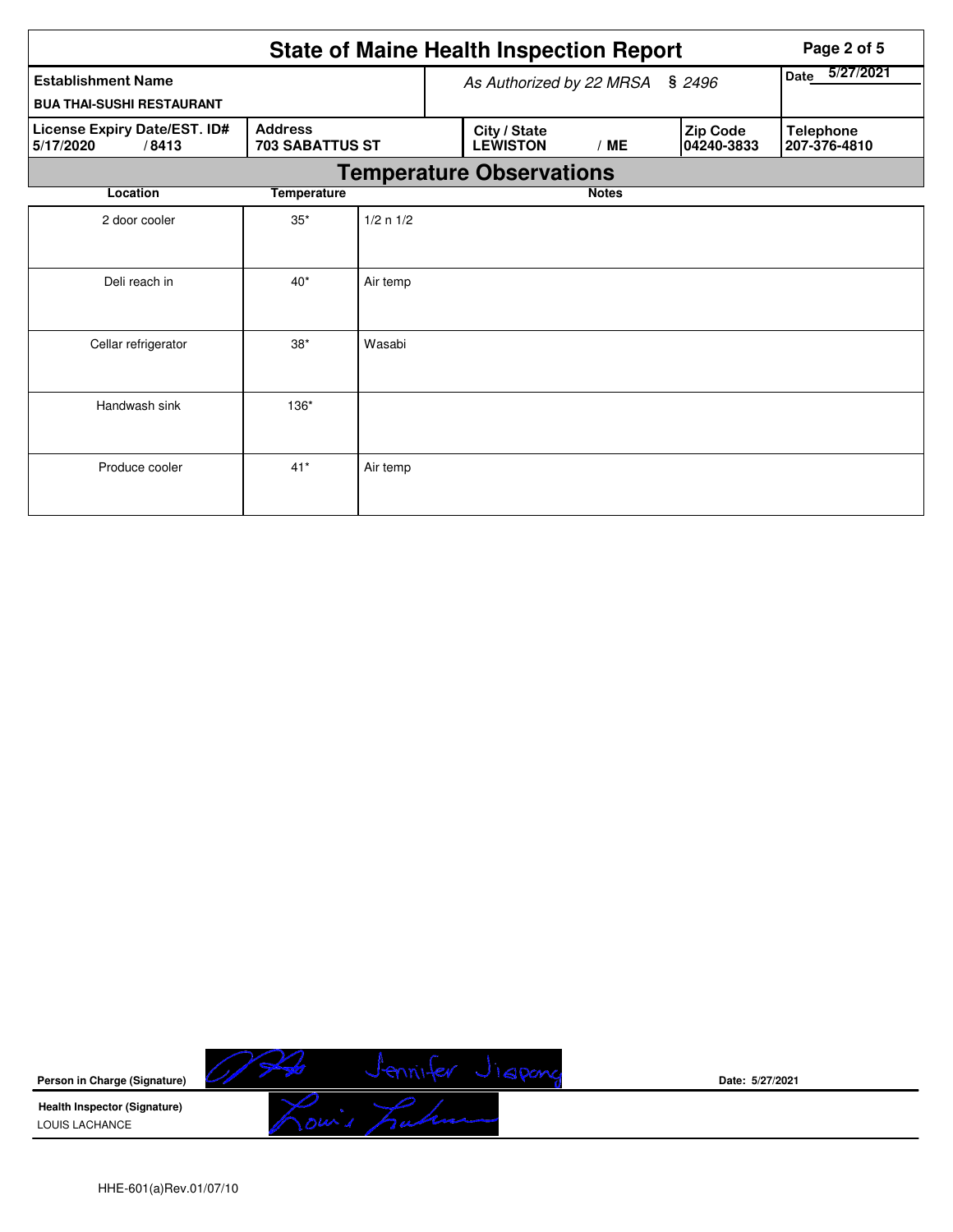# State of Maine Health Inspection Report

| Establishment Name | As Authorized by 22 MRSA § 2496 | Date 5/27/2021 |
|---|---|---|
| BUA THAI-SUSHI RESTAURANT | | |

| License Expiry Date/EST. ID# | Address | City / State | Zip Code | Telephone |
|---|---|---|---|---|
| 5/17/2020 / 8413 | 703 SABATTUS ST | LEWISTON / ME | 04240-3833 | 207-376-4810 |

## Temperature Observations

| Location | Temperature | Notes |
|---|---|---|
| 2 door cooler | 35* | 1/2 n 1/2 |
| Deli reach in | 40* | Air temp |
| Cellar refrigerator | 38* | Wasabi |
| Handwash sink | 136* | |
| Produce cooler | 41* | Air temp |

**Person in Charge (Signature)** Jennifer Jiepeng

Date: 5/27/2021

**Health Inspector (Signature)**
LOUIS LACHANCE

HHE-601(a)Rev.01/07/10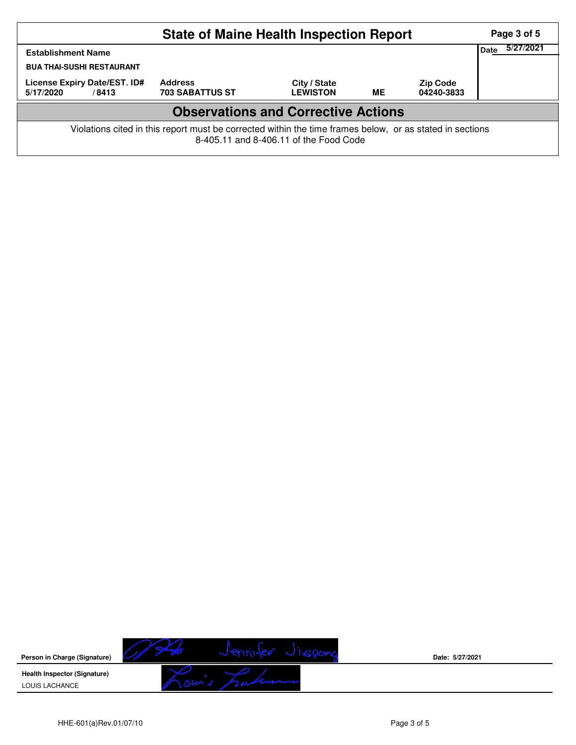# State of Maine Health Inspection Report

| Establishment Name | | | | | Date 5/27/2021 |
|---|---|---|---|---|---|
| BUA THAI-SUSHI RESTAURANT | | | | | |
| License Expiry Date/EST. ID# | Address | City / State | | Zip Code | |
| 5/17/2020 / 8413 | 703 SABATTUS ST | LEWISTON | ME | 04240-3833 | |

## Observations and Corrective Actions

Violations cited in this report must be corrected within the time frames below, or as stated in sections 8-405.11 and 8-406.11 of the Food Code

**Person in Charge (Signature)** Jennifer Jiapong

Date: 5/27/2021

**Health Inspector (Signature)**

LOUIS LACHANCE

HHE-601(a)Rev.01/07/10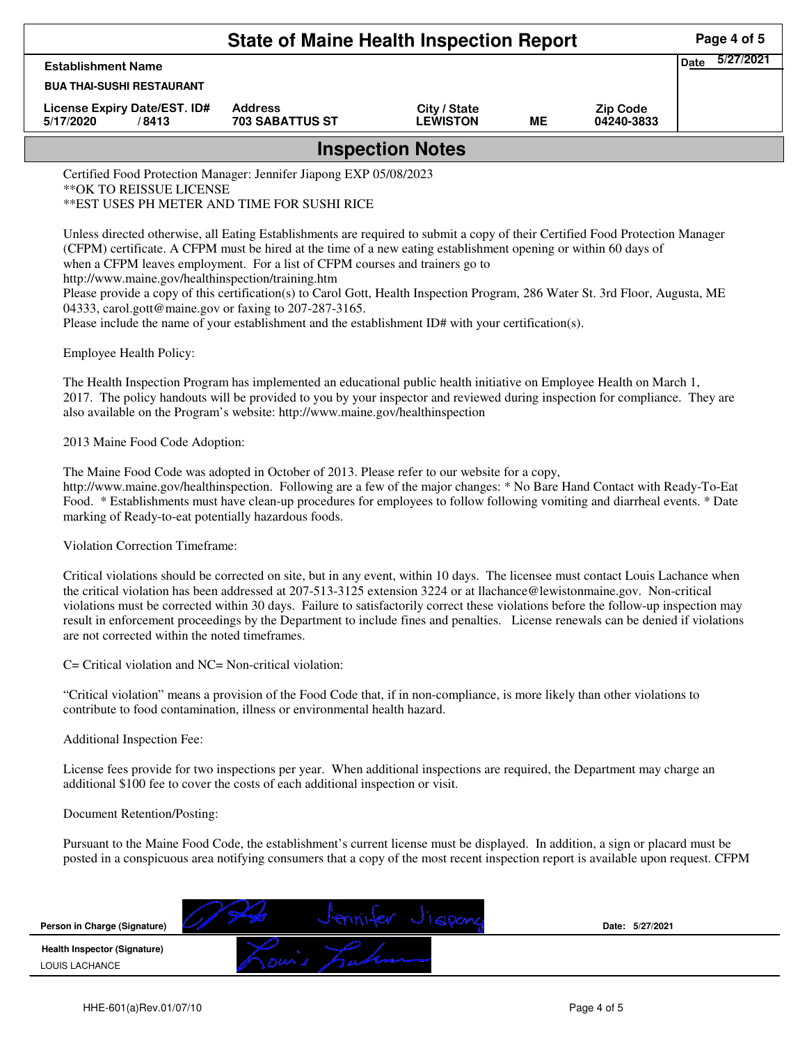# State of Maine Health Inspection Report

| Establishment Name | | | | | Date 5/27/2021 |
|---|---|---|---|---|---|
| BUA THAI-SUSHI RESTAURANT | | | | | |
| License Expiry Date/EST. ID# | Address | City / State | | Zip Code | |
| 5/17/2020 / 8413 | 703 SABATTUS ST | LEWISTON | ME | 04240-3833 | |

## Inspection Notes

Certified Food Protection Manager: Jennifer Jiapong EXP 05/08/2023
**OK TO REISSUE LICENSE
**EST USES PH METER AND TIME FOR SUSHI RICE

Unless directed otherwise, all Eating Establishments are required to submit a copy of their Certified Food Protection Manager (CFPM) certificate. A CFPM must be hired at the time of a new eating establishment opening or within 60 days of when a CFPM leaves employment. For a list of CFPM courses and trainers go to http://www.maine.gov/healthinspection/training.htm
Please provide a copy of this certification(s) to Carol Gott, Health Inspection Program, 286 Water St. 3rd Floor, Augusta, ME 04333, carol.gott@maine.gov or faxing to 207-287-3165.
Please include the name of your establishment and the establishment ID# with your certification(s).

Employee Health Policy:

The Health Inspection Program has implemented an educational public health initiative on Employee Health on March 1, 2017. The policy handouts will be provided to you by your inspector and reviewed during inspection for compliance. They are also available on the Program's website: http://www.maine.gov/healthinspection

2013 Maine Food Code Adoption:

The Maine Food Code was adopted in October of 2013. Please refer to our website for a copy, http://www.maine.gov/healthinspection. Following are a few of the major changes: * No Bare Hand Contact with Ready-To-Eat Food. * Establishments must have clean-up procedures for employees to follow following vomiting and diarrheal events. * Date marking of Ready-to-eat potentially hazardous foods.

Violation Correction Timeframe:

Critical violations should be corrected on site, but in any event, within 10 days. The licensee must contact Louis Lachance when the critical violation has been addressed at 207-513-3125 extension 3224 or at llachance@lewistonmaine.gov. Non-critical violations must be corrected within 30 days. Failure to satisfactorily correct these violations before the follow-up inspection may result in enforcement proceedings by the Department to include fines and penalties. License renewals can be denied if violations are not corrected within the noted timeframes.

C= Critical violation and NC= Non-critical violation:

"Critical violation" means a provision of the Food Code that, if in non-compliance, is more likely than other violations to contribute to food contamination, illness or environmental health hazard.

Additional Inspection Fee:

License fees provide for two inspections per year. When additional inspections are required, the Department may charge an additional $100 fee to cover the costs of each additional inspection or visit.

Document Retention/Posting:

Pursuant to the Maine Food Code, the establishment's current license must be displayed. In addition, a sign or placard must be posted in a conspicuous area notifying consumers that a copy of the most recent inspection report is available upon request. CFPM

| | | |
|---|---|---|
| Person in Charge (Signature) | Jennifer Jiapong | Date: 5/27/2021 |
| Health Inspector (Signature) LOUIS LACHANCE | Louis Lachance | |

HHE-601(a)Rev.01/07/10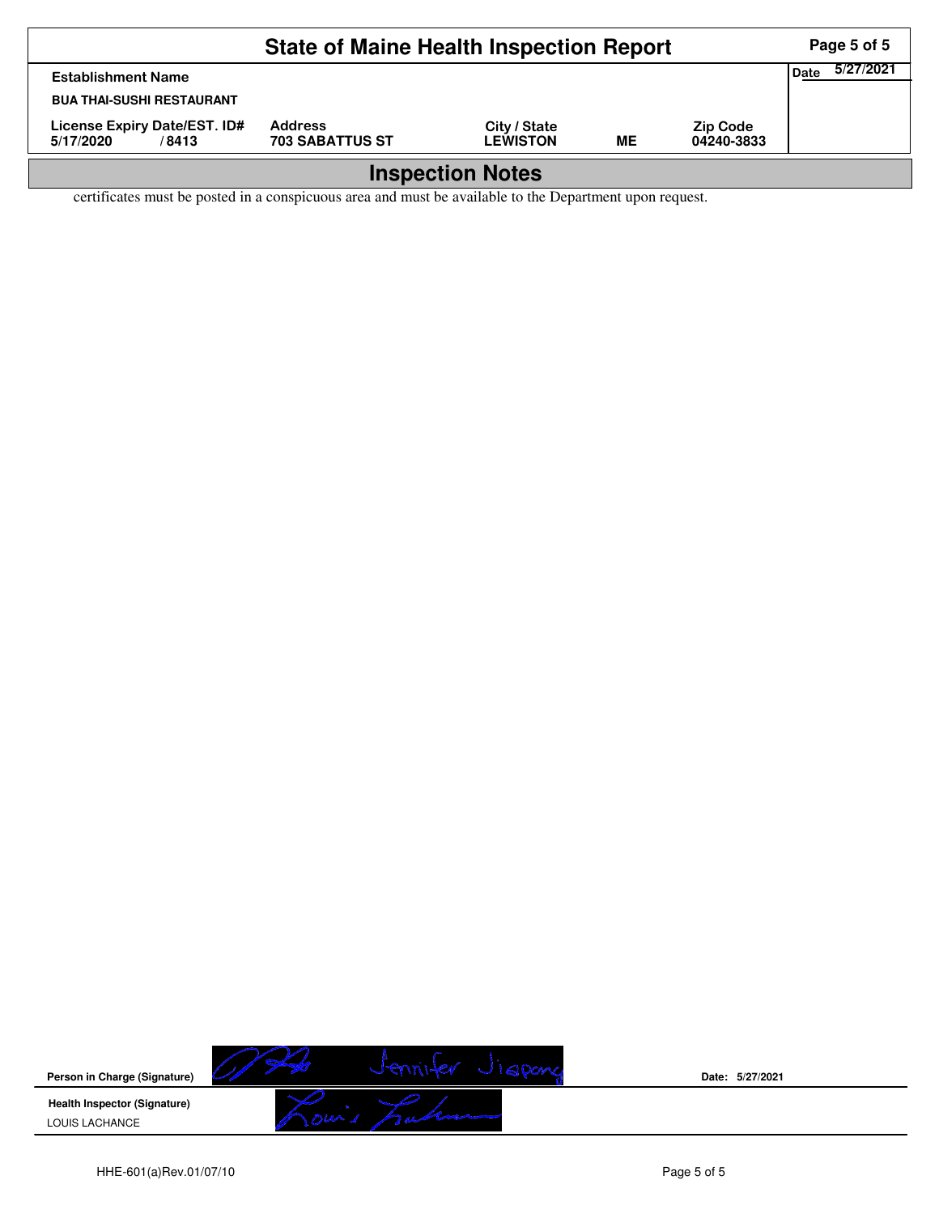# State of Maine Health Inspection Report

| Establishment Name | | | | | Date | 5/27/2021 |
|---|---|---|---|---|---|---|
| BUA THAI-SUSHI RESTAURANT | | | | | | |
| License Expiry Date/EST. ID# | | Address | City / State | | Zip Code | |
| 5/17/2020 | / 8413 | 703 SABATTUS ST | LEWISTON | ME | 04240-3833 | |

## Inspection Notes

certificates must be posted in a conspicuous area and must be available to the Department upon request.

**Person in Charge (Signature)** Jennifer Jiapong **Date:** 5/27/2021

**Health Inspector (Signature)**
LOUIS LACHANCE

HHE-601(a)Rev.01/07/10